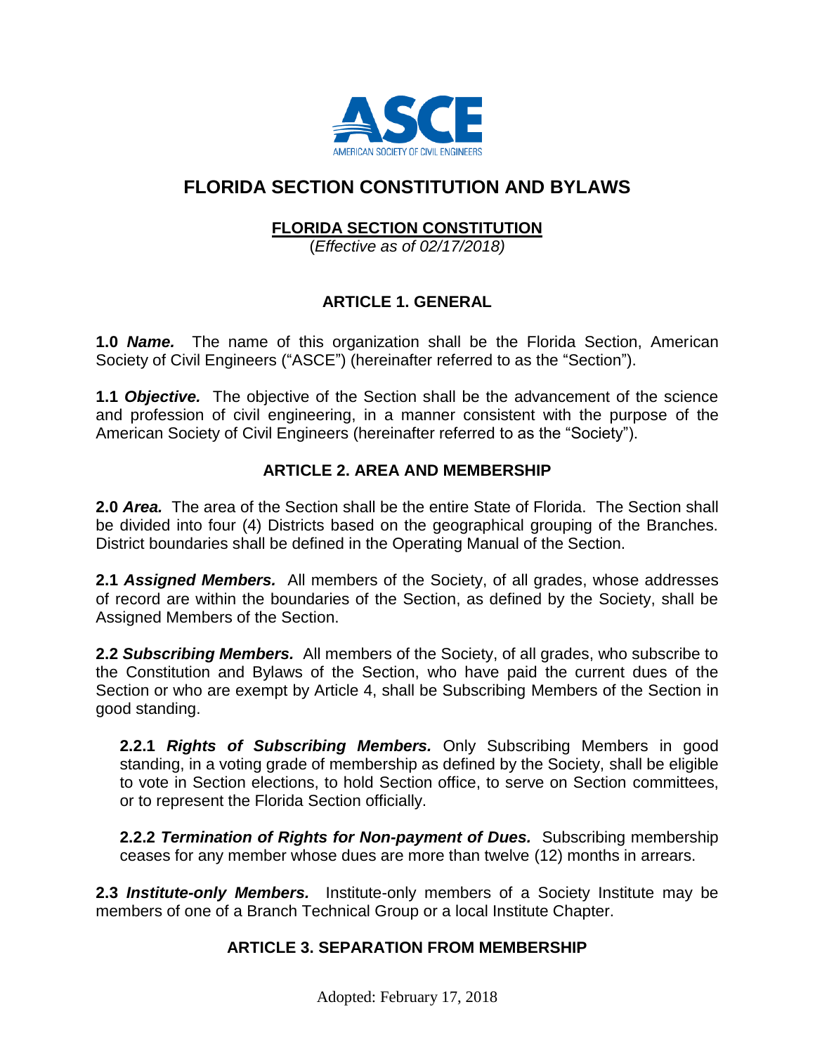# FLORIDA SECTION CONSTITUTION AND BYLAWS

## FLORIDA SECTION CONSTITUTION

(*Effective as of 02/17/2018)*

### ARTICLE 1. GENERAL

**1.0** ***Name.*** The name of this organization shall be the Florida Section, American Society of Civil Engineers ("ASCE") (hereinafter referred to as the "Section").

**1.1** ***Objective.*** The objective of the Section shall be the advancement of the science and profession of civil engineering, in a manner consistent with the purpose of the American Society of Civil Engineers (hereinafter referred to as the "Society").

### ARTICLE 2. AREA AND MEMBERSHIP

**2.0** ***Area.*** The area of the Section shall be the entire State of Florida. The Section shall be divided into four (4) Districts based on the geographical grouping of the Branches. District boundaries shall be defined in the Operating Manual of the Section.

**2.1** ***Assigned Members.*** All members of the Society, of all grades, whose addresses of record are within the boundaries of the Section, as defined by the Society, shall be Assigned Members of the Section.

**2.2** ***Subscribing Members.*** All members of the Society, of all grades, who subscribe to the Constitution and Bylaws of the Section, who have paid the current dues of the Section or who are exempt by Article 4, shall be Subscribing Members of the Section in good standing.

**2.2.1** ***Rights of Subscribing Members.*** Only Subscribing Members in good standing, in a voting grade of membership as defined by the Society, shall be eligible to vote in Section elections, to hold Section office, to serve on Section committees, or to represent the Florida Section officially.

**2.2.2** ***Termination of Rights for Non-payment of Dues.*** Subscribing membership ceases for any member whose dues are more than twelve (12) months in arrears.

**2.3** ***Institute-only Members.*** Institute-only members of a Society Institute may be members of one of a Branch Technical Group or a local Institute Chapter.

### ARTICLE 3. SEPARATION FROM MEMBERSHIP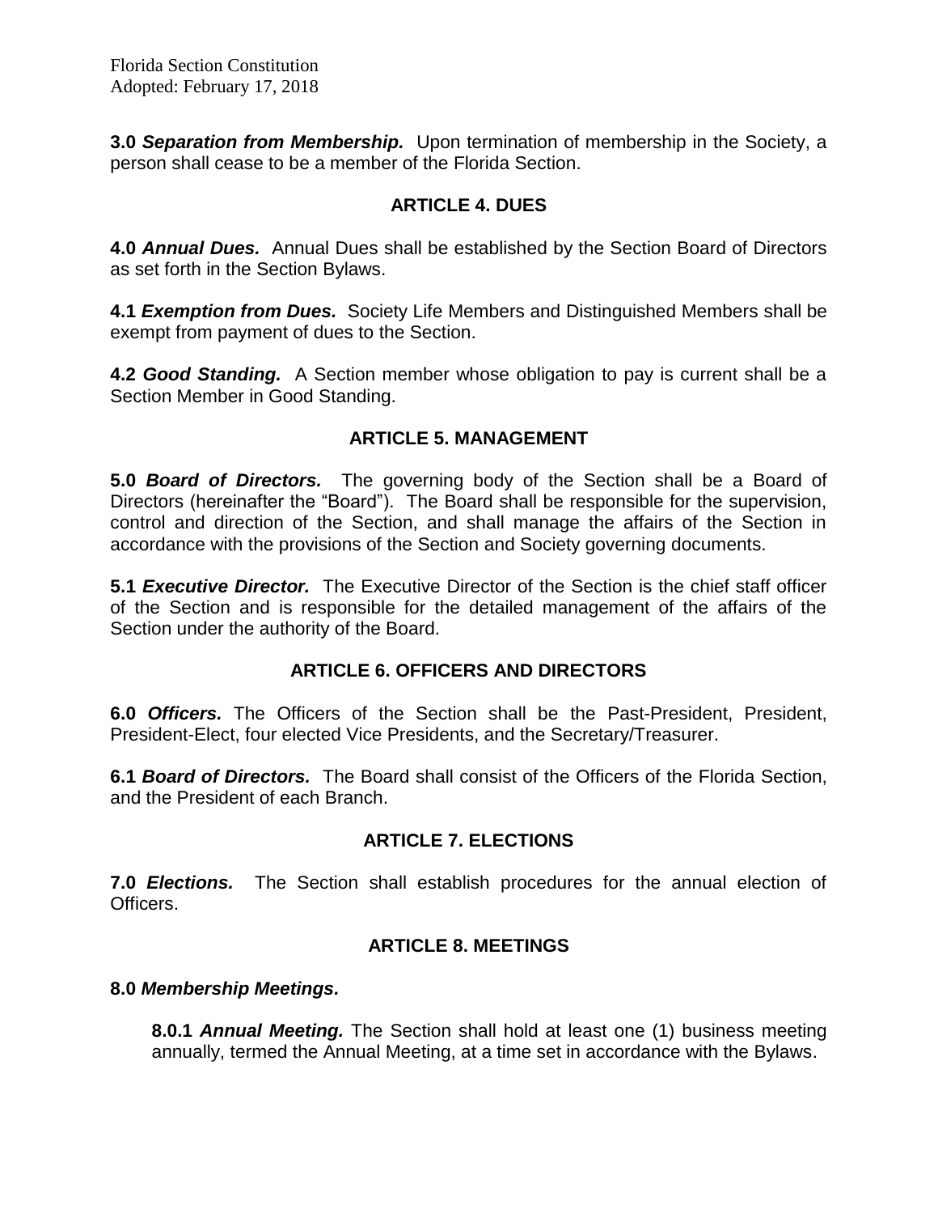**3.0 *Separation from Membership.*** Upon termination of membership in the Society, a person shall cease to be a member of the Florida Section.

## ARTICLE 4. DUES

**4.0 *Annual Dues.*** Annual Dues shall be established by the Section Board of Directors as set forth in the Section Bylaws.

**4.1 *Exemption from Dues.*** Society Life Members and Distinguished Members shall be exempt from payment of dues to the Section.

**4.2 *Good Standing.*** A Section member whose obligation to pay is current shall be a Section Member in Good Standing.

## ARTICLE 5. MANAGEMENT

**5.0 *Board of Directors.*** The governing body of the Section shall be a Board of Directors (hereinafter the "Board"). The Board shall be responsible for the supervision, control and direction of the Section, and shall manage the affairs of the Section in accordance with the provisions of the Section and Society governing documents.

**5.1 *Executive Director.*** The Executive Director of the Section is the chief staff officer of the Section and is responsible for the detailed management of the affairs of the Section under the authority of the Board.

## ARTICLE 6. OFFICERS AND DIRECTORS

**6.0 *Officers.*** The Officers of the Section shall be the Past-President, President, President-Elect, four elected Vice Presidents, and the Secretary/Treasurer.

**6.1 *Board of Directors.*** The Board shall consist of the Officers of the Florida Section, and the President of each Branch.

## ARTICLE 7. ELECTIONS

**7.0 *Elections.*** The Section shall establish procedures for the annual election of Officers.

## ARTICLE 8. MEETINGS

**8.0 *Membership Meetings.***

**8.0.1 *Annual Meeting.*** The Section shall hold at least one (1) business meeting annually, termed the Annual Meeting, at a time set in accordance with the Bylaws.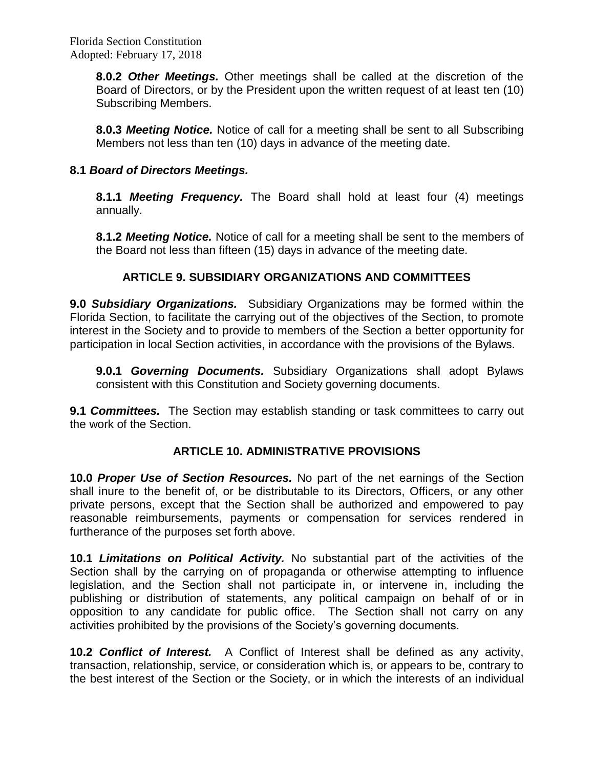**8.0.2 *Other Meetings.*** Other meetings shall be called at the discretion of the Board of Directors, or by the President upon the written request of at least ten (10) Subscribing Members.

**8.0.3 *Meeting Notice.*** Notice of call for a meeting shall be sent to all Subscribing Members not less than ten (10) days in advance of the meeting date.

**8.1 *Board of Directors Meetings.***

**8.1.1 *Meeting Frequency.*** The Board shall hold at least four (4) meetings annually.

**8.1.2 *Meeting Notice.*** Notice of call for a meeting shall be sent to the members of the Board not less than fifteen (15) days in advance of the meeting date.

## ARTICLE 9. SUBSIDIARY ORGANIZATIONS AND COMMITTEES

**9.0 *Subsidiary Organizations.*** Subsidiary Organizations may be formed within the Florida Section, to facilitate the carrying out of the objectives of the Section, to promote interest in the Society and to provide to members of the Section a better opportunity for participation in local Section activities, in accordance with the provisions of the Bylaws.

**9.0.1 *Governing Documents.*** Subsidiary Organizations shall adopt Bylaws consistent with this Constitution and Society governing documents.

**9.1 *Committees.*** The Section may establish standing or task committees to carry out the work of the Section.

## ARTICLE 10. ADMINISTRATIVE PROVISIONS

**10.0 *Proper Use of Section Resources.*** No part of the net earnings of the Section shall inure to the benefit of, or be distributable to its Directors, Officers, or any other private persons, except that the Section shall be authorized and empowered to pay reasonable reimbursements, payments or compensation for services rendered in furtherance of the purposes set forth above.

**10.1 *Limitations on Political Activity.*** No substantial part of the activities of the Section shall by the carrying on of propaganda or otherwise attempting to influence legislation, and the Section shall not participate in, or intervene in, including the publishing or distribution of statements, any political campaign on behalf of or in opposition to any candidate for public office. The Section shall not carry on any activities prohibited by the provisions of the Society's governing documents.

**10.2 *Conflict of Interest.*** A Conflict of Interest shall be defined as any activity, transaction, relationship, service, or consideration which is, or appears to be, contrary to the best interest of the Section or the Society, or in which the interests of an individual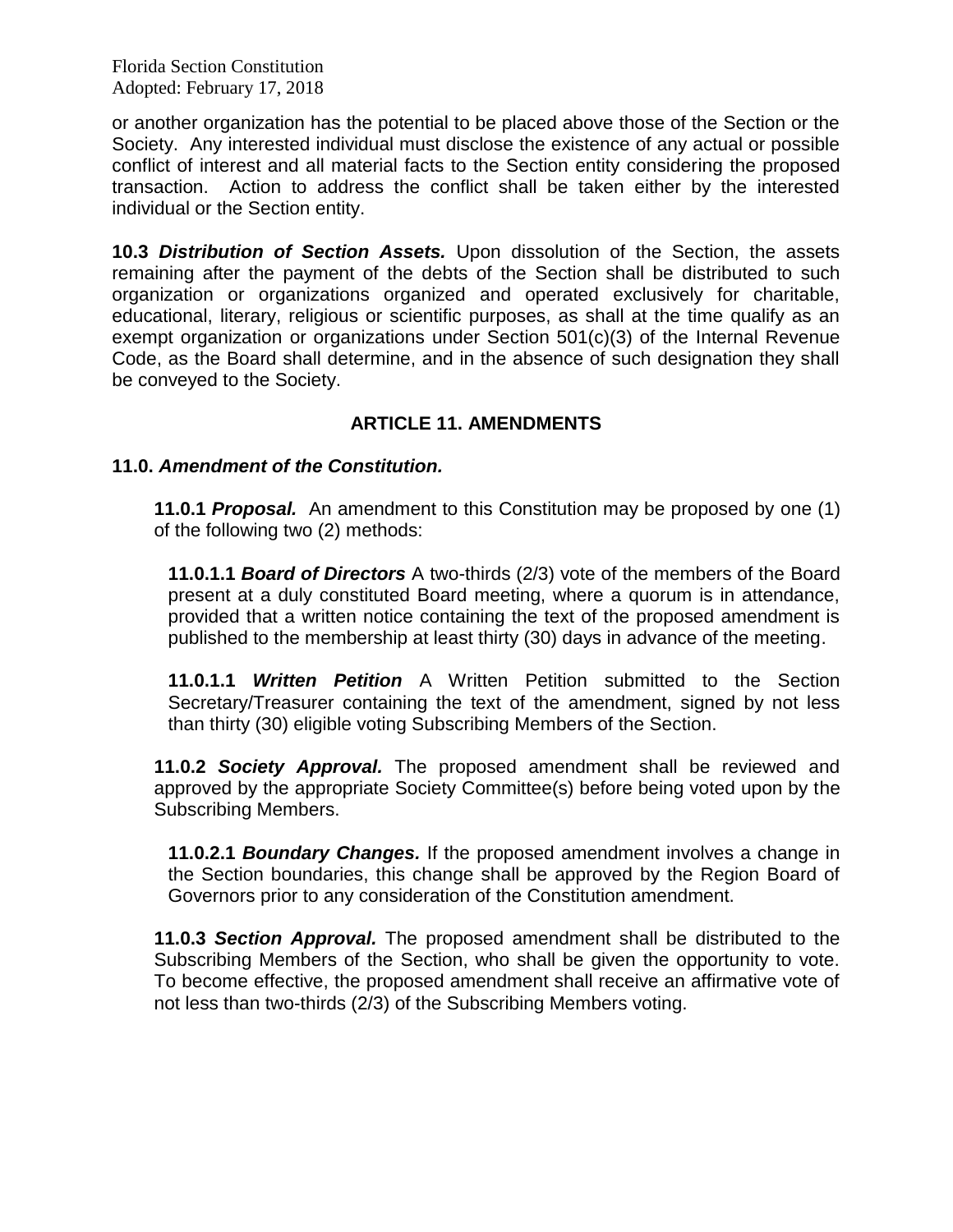or another organization has the potential to be placed above those of the Section or the Society. Any interested individual must disclose the existence of any actual or possible conflict of interest and all material facts to the Section entity considering the proposed transaction. Action to address the conflict shall be taken either by the interested individual or the Section entity.

**10.3 *Distribution of Section Assets.*** Upon dissolution of the Section, the assets remaining after the payment of the debts of the Section shall be distributed to such organization or organizations organized and operated exclusively for charitable, educational, literary, religious or scientific purposes, as shall at the time qualify as an exempt organization or organizations under Section 501(c)(3) of the Internal Revenue Code, as the Board shall determine, and in the absence of such designation they shall be conveyed to the Society.

## ARTICLE 11. AMENDMENTS

**11.0. *Amendment of the Constitution.***

**11.0.1 *Proposal.*** An amendment to this Constitution may be proposed by one (1) of the following two (2) methods:

**11.0.1.1 *Board of Directors*** A two-thirds (2/3) vote of the members of the Board present at a duly constituted Board meeting, where a quorum is in attendance, provided that a written notice containing the text of the proposed amendment is published to the membership at least thirty (30) days in advance of the meeting.

**11.0.1.1 *Written Petition*** A Written Petition submitted to the Section Secretary/Treasurer containing the text of the amendment, signed by not less than thirty (30) eligible voting Subscribing Members of the Section.

**11.0.2 *Society Approval.*** The proposed amendment shall be reviewed and approved by the appropriate Society Committee(s) before being voted upon by the Subscribing Members.

**11.0.2.1 *Boundary Changes.*** If the proposed amendment involves a change in the Section boundaries, this change shall be approved by the Region Board of Governors prior to any consideration of the Constitution amendment.

**11.0.3 *Section Approval.*** The proposed amendment shall be distributed to the Subscribing Members of the Section, who shall be given the opportunity to vote. To become effective, the proposed amendment shall receive an affirmative vote of not less than two-thirds (2/3) of the Subscribing Members voting.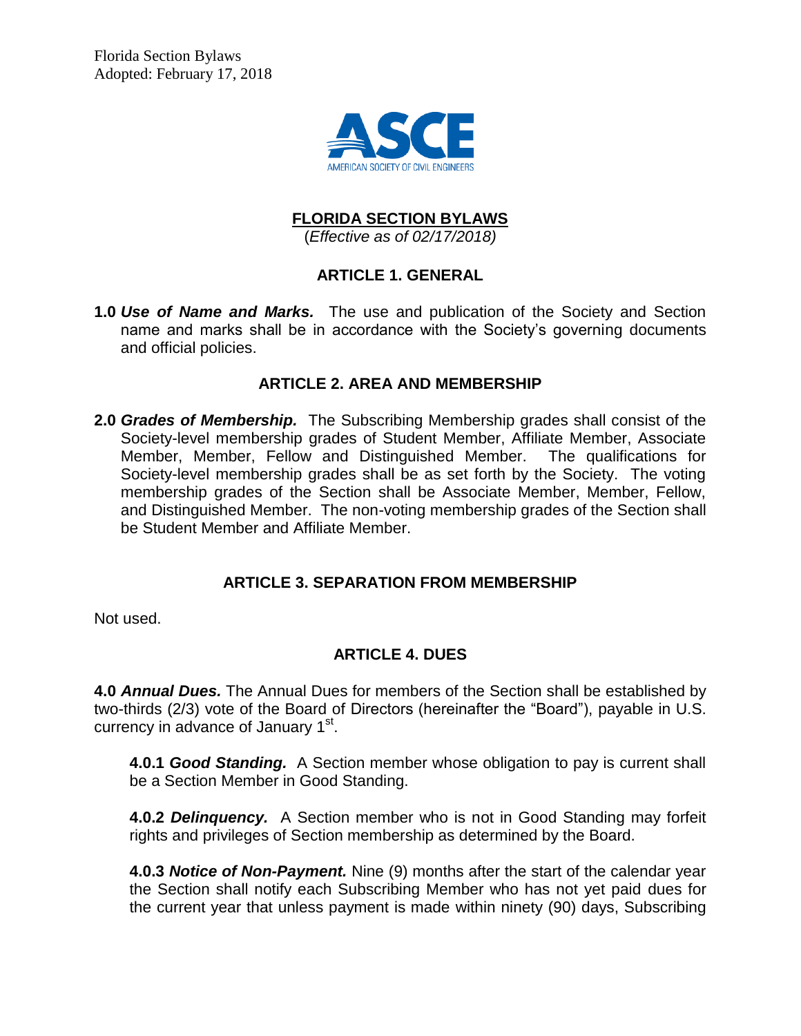Florida Section Bylaws
Adopted: February 17, 2018

# FLORIDA SECTION BYLAWS

(*Effective as of 02/17/2018)*

## ARTICLE 1. GENERAL

**1.0** ***Use of Name and Marks.*** The use and publication of the Society and Section name and marks shall be in accordance with the Society's governing documents and official policies.

## ARTICLE 2. AREA AND MEMBERSHIP

**2.0** ***Grades of Membership.*** The Subscribing Membership grades shall consist of the Society-level membership grades of Student Member, Affiliate Member, Associate Member, Member, Fellow and Distinguished Member. The qualifications for Society-level membership grades shall be as set forth by the Society. The voting membership grades of the Section shall be Associate Member, Member, Fellow, and Distinguished Member. The non-voting membership grades of the Section shall be Student Member and Affiliate Member.

## ARTICLE 3. SEPARATION FROM MEMBERSHIP

Not used.

## ARTICLE 4. DUES

**4.0** ***Annual Dues.*** The Annual Dues for members of the Section shall be established by two-thirds (2/3) vote of the Board of Directors (hereinafter the "Board"), payable in U.S. currency in advance of January 1st.

**4.0.1** ***Good Standing.*** A Section member whose obligation to pay is current shall be a Section Member in Good Standing.

**4.0.2** ***Delinquency.*** A Section member who is not in Good Standing may forfeit rights and privileges of Section membership as determined by the Board.

**4.0.3** ***Notice of Non-Payment.*** Nine (9) months after the start of the calendar year the Section shall notify each Subscribing Member who has not yet paid dues for the current year that unless payment is made within ninety (90) days, Subscribing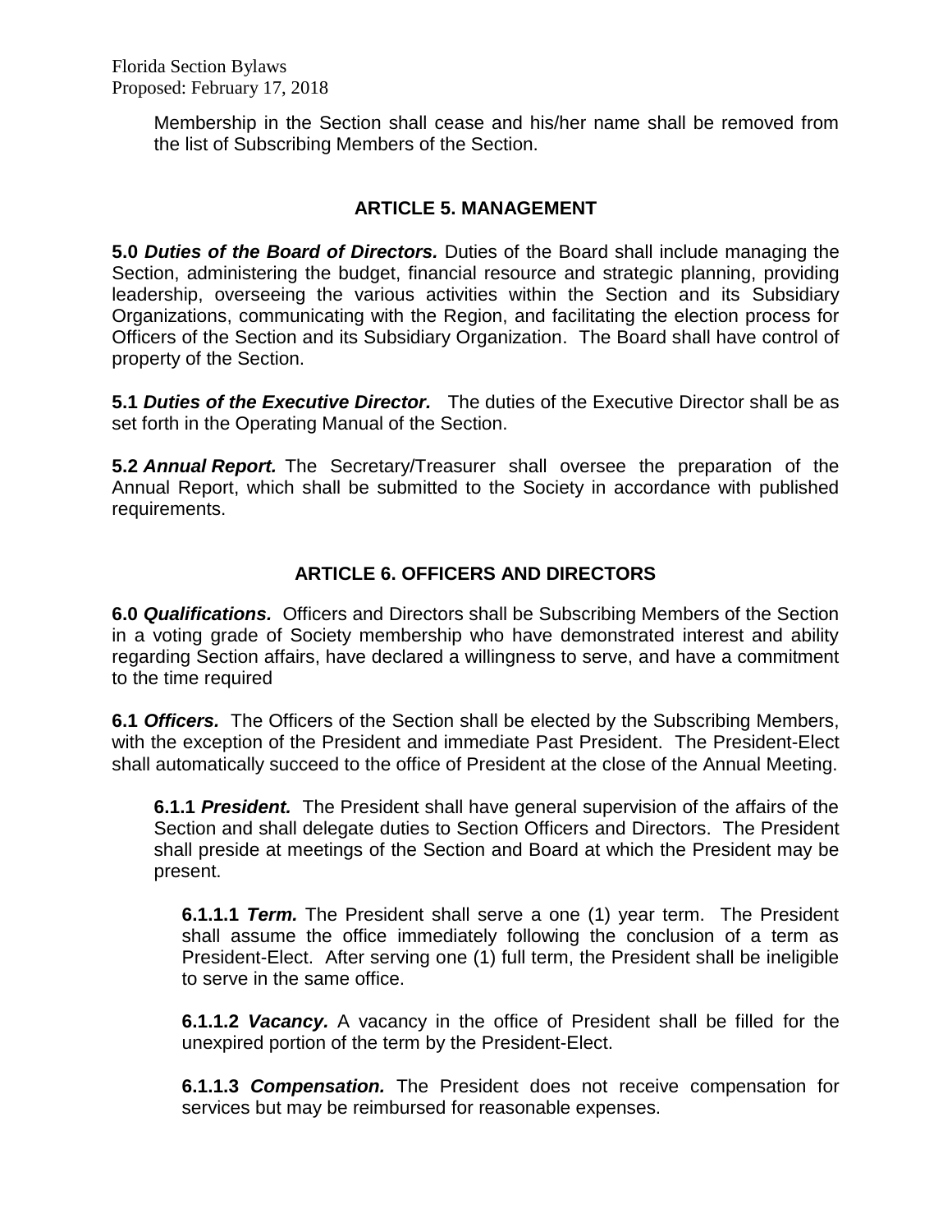Membership in the Section shall cease and his/her name shall be removed from the list of Subscribing Members of the Section.

## ARTICLE 5. MANAGEMENT

**5.0 *Duties of the Board of Directors.*** Duties of the Board shall include managing the Section, administering the budget, financial resource and strategic planning, providing leadership, overseeing the various activities within the Section and its Subsidiary Organizations, communicating with the Region, and facilitating the election process for Officers of the Section and its Subsidiary Organization. The Board shall have control of property of the Section.

**5.1 *Duties of the Executive Director.*** The duties of the Executive Director shall be as set forth in the Operating Manual of the Section.

**5.2 *Annual Report.*** The Secretary/Treasurer shall oversee the preparation of the Annual Report, which shall be submitted to the Society in accordance with published requirements.

## ARTICLE 6. OFFICERS AND DIRECTORS

**6.0 *Qualifications.*** Officers and Directors shall be Subscribing Members of the Section in a voting grade of Society membership who have demonstrated interest and ability regarding Section affairs, have declared a willingness to serve, and have a commitment to the time required

**6.1 *Officers.*** The Officers of the Section shall be elected by the Subscribing Members, with the exception of the President and immediate Past President. The President-Elect shall automatically succeed to the office of President at the close of the Annual Meeting.

**6.1.1 *President.*** The President shall have general supervision of the affairs of the Section and shall delegate duties to Section Officers and Directors. The President shall preside at meetings of the Section and Board at which the President may be present.

**6.1.1.1 *Term.*** The President shall serve a one (1) year term. The President shall assume the office immediately following the conclusion of a term as President-Elect. After serving one (1) full term, the President shall be ineligible to serve in the same office.

**6.1.1.2 *Vacancy.*** A vacancy in the office of President shall be filled for the unexpired portion of the term by the President-Elect.

**6.1.1.3 *Compensation.*** The President does not receive compensation for services but may be reimbursed for reasonable expenses.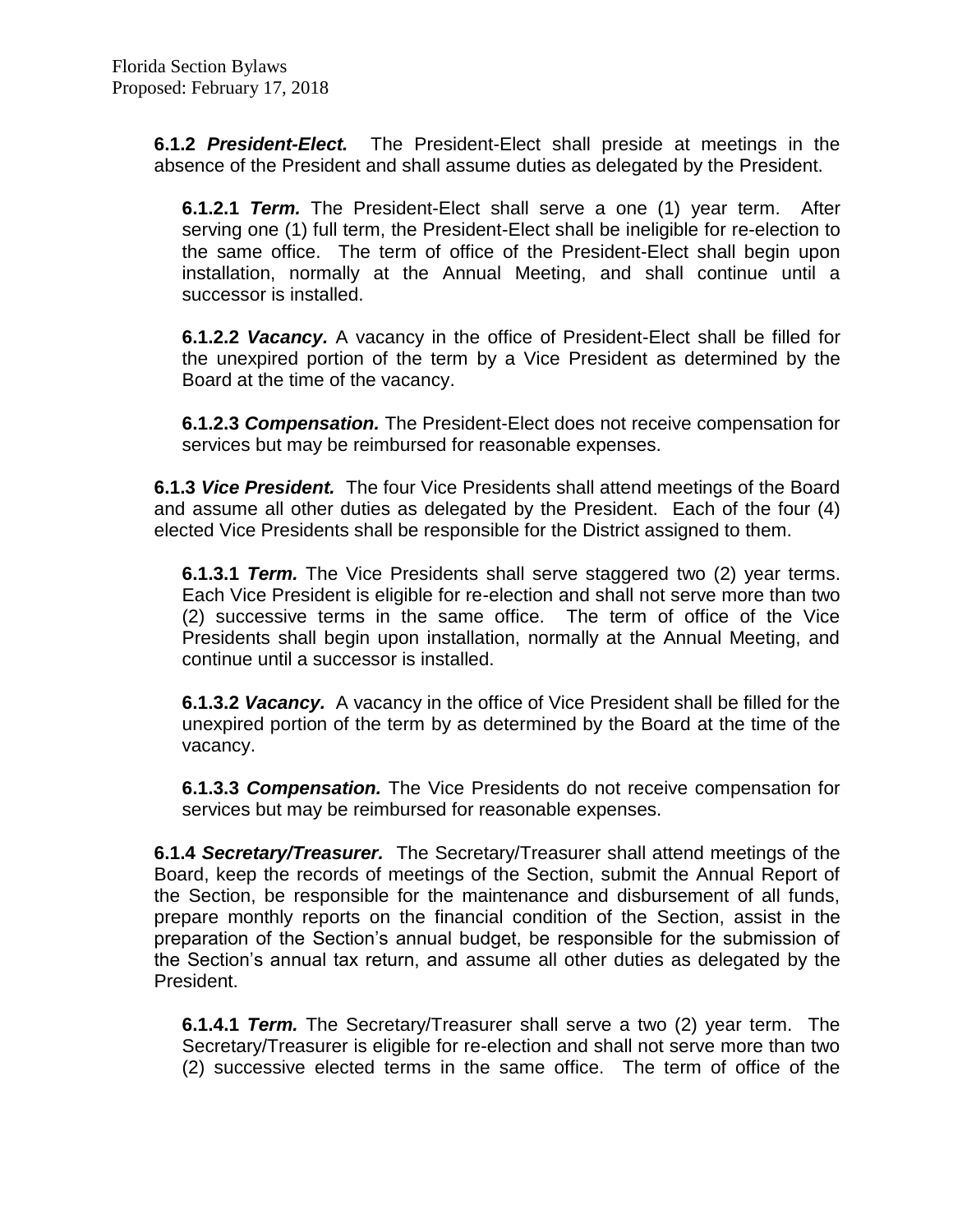**6.1.2 *President-Elect.*** The President-Elect shall preside at meetings in the absence of the President and shall assume duties as delegated by the President.

**6.1.2.1 *Term.*** The President-Elect shall serve a one (1) year term. After serving one (1) full term, the President-Elect shall be ineligible for re-election to the same office. The term of office of the President-Elect shall begin upon installation, normally at the Annual Meeting, and shall continue until a successor is installed.

**6.1.2.2 *Vacancy.*** A vacancy in the office of President-Elect shall be filled for the unexpired portion of the term by a Vice President as determined by the Board at the time of the vacancy.

**6.1.2.3 *Compensation.*** The President-Elect does not receive compensation for services but may be reimbursed for reasonable expenses.

**6.1.3 *Vice President.*** The four Vice Presidents shall attend meetings of the Board and assume all other duties as delegated by the President. Each of the four (4) elected Vice Presidents shall be responsible for the District assigned to them.

**6.1.3.1 *Term.*** The Vice Presidents shall serve staggered two (2) year terms. Each Vice President is eligible for re-election and shall not serve more than two (2) successive terms in the same office. The term of office of the Vice Presidents shall begin upon installation, normally at the Annual Meeting, and continue until a successor is installed.

**6.1.3.2 *Vacancy.*** A vacancy in the office of Vice President shall be filled for the unexpired portion of the term by as determined by the Board at the time of the vacancy.

**6.1.3.3 *Compensation.*** The Vice Presidents do not receive compensation for services but may be reimbursed for reasonable expenses.

**6.1.4 *Secretary/Treasurer.*** The Secretary/Treasurer shall attend meetings of the Board, keep the records of meetings of the Section, submit the Annual Report of the Section, be responsible for the maintenance and disbursement of all funds, prepare monthly reports on the financial condition of the Section, assist in the preparation of the Section's annual budget, be responsible for the submission of the Section's annual tax return, and assume all other duties as delegated by the President.

**6.1.4.1 *Term.*** The Secretary/Treasurer shall serve a two (2) year term. The Secretary/Treasurer is eligible for re-election and shall not serve more than two (2) successive elected terms in the same office. The term of office of the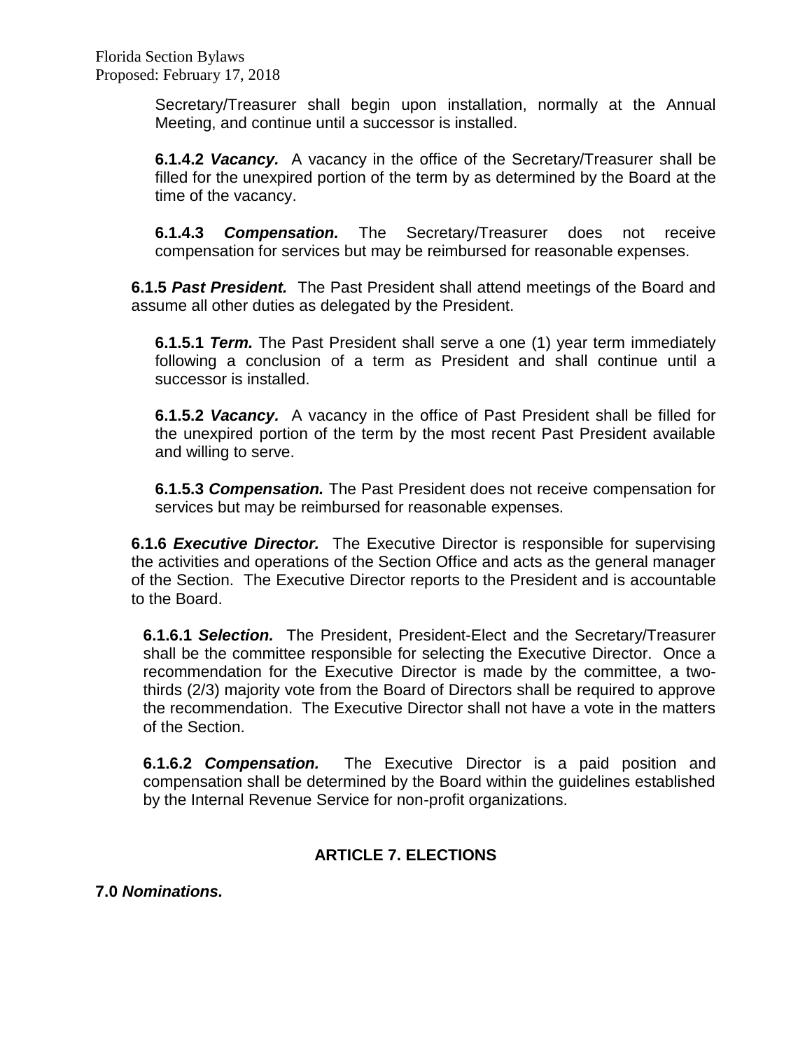Secretary/Treasurer shall begin upon installation, normally at the Annual Meeting, and continue until a successor is installed.

**6.1.4.2 *Vacancy.*** A vacancy in the office of the Secretary/Treasurer shall be filled for the unexpired portion of the term by as determined by the Board at the time of the vacancy.

**6.1.4.3 *Compensation.*** The Secretary/Treasurer does not receive compensation for services but may be reimbursed for reasonable expenses.

**6.1.5 *Past President.*** The Past President shall attend meetings of the Board and assume all other duties as delegated by the President.

**6.1.5.1 *Term.*** The Past President shall serve a one (1) year term immediately following a conclusion of a term as President and shall continue until a successor is installed.

**6.1.5.2 *Vacancy.*** A vacancy in the office of Past President shall be filled for the unexpired portion of the term by the most recent Past President available and willing to serve.

**6.1.5.3 *Compensation.*** The Past President does not receive compensation for services but may be reimbursed for reasonable expenses.

**6.1.6 *Executive Director.*** The Executive Director is responsible for supervising the activities and operations of the Section Office and acts as the general manager of the Section. The Executive Director reports to the President and is accountable to the Board.

**6.1.6.1 *Selection.*** The President, President-Elect and the Secretary/Treasurer shall be the committee responsible for selecting the Executive Director. Once a recommendation for the Executive Director is made by the committee, a two-thirds (2/3) majority vote from the Board of Directors shall be required to approve the recommendation. The Executive Director shall not have a vote in the matters of the Section.

**6.1.6.2 *Compensation.*** The Executive Director is a paid position and compensation shall be determined by the Board within the guidelines established by the Internal Revenue Service for non-profit organizations.

## ARTICLE 7. ELECTIONS

**7.0 *Nominations.***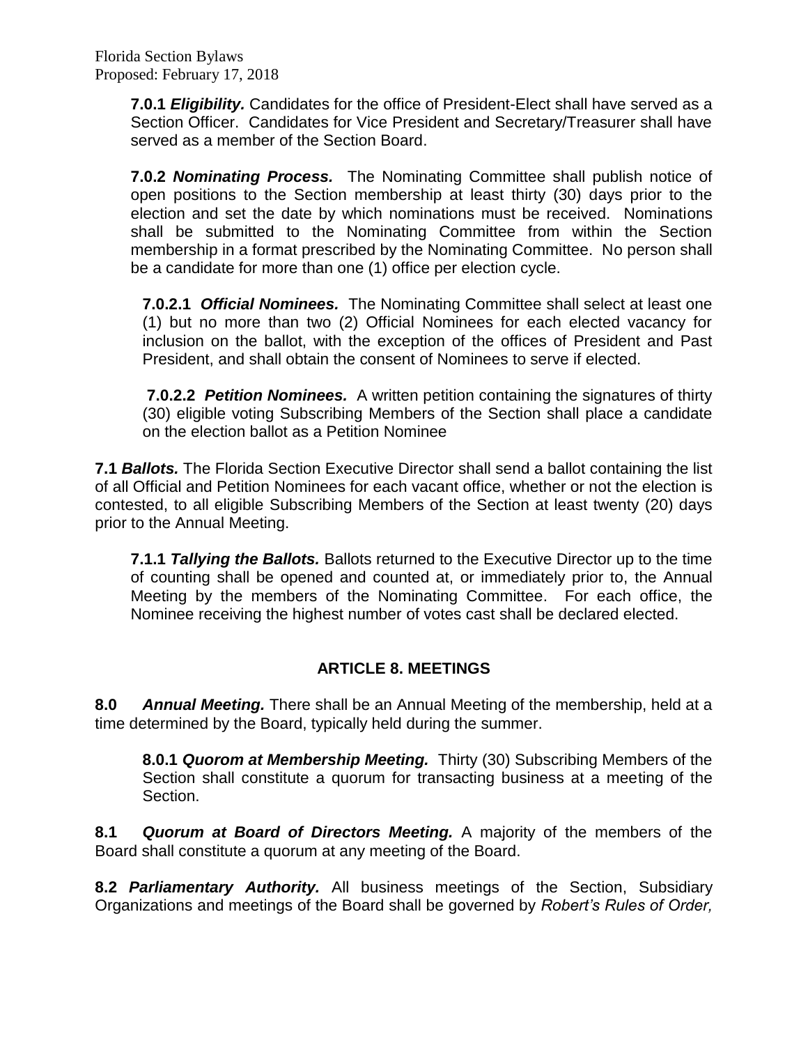**7.0.1 *Eligibility.*** Candidates for the office of President-Elect shall have served as a Section Officer. Candidates for Vice President and Secretary/Treasurer shall have served as a member of the Section Board.

**7.0.2 *Nominating Process.*** The Nominating Committee shall publish notice of open positions to the Section membership at least thirty (30) days prior to the election and set the date by which nominations must be received. Nominations shall be submitted to the Nominating Committee from within the Section membership in a format prescribed by the Nominating Committee. No person shall be a candidate for more than one (1) office per election cycle.

**7.0.2.1 *Official Nominees.*** The Nominating Committee shall select at least one (1) but no more than two (2) Official Nominees for each elected vacancy for inclusion on the ballot, with the exception of the offices of President and Past President, and shall obtain the consent of Nominees to serve if elected.

**7.0.2.2 *Petition Nominees.*** A written petition containing the signatures of thirty (30) eligible voting Subscribing Members of the Section shall place a candidate on the election ballot as a Petition Nominee

**7.1 *Ballots.*** The Florida Section Executive Director shall send a ballot containing the list of all Official and Petition Nominees for each vacant office, whether or not the election is contested, to all eligible Subscribing Members of the Section at least twenty (20) days prior to the Annual Meeting.

**7.1.1 *Tallying the Ballots.*** Ballots returned to the Executive Director up to the time of counting shall be opened and counted at, or immediately prior to, the Annual Meeting by the members of the Nominating Committee. For each office, the Nominee receiving the highest number of votes cast shall be declared elected.

## ARTICLE 8. MEETINGS

**8.0 *Annual Meeting.*** There shall be an Annual Meeting of the membership, held at a time determined by the Board, typically held during the summer.

**8.0.1 *Quorom at Membership Meeting.*** Thirty (30) Subscribing Members of the Section shall constitute a quorum for transacting business at a meeting of the Section.

**8.1 *Quorum at Board of Directors Meeting.*** A majority of the members of the Board shall constitute a quorum at any meeting of the Board.

**8.2 *Parliamentary Authority.*** All business meetings of the Section, Subsidiary Organizations and meetings of the Board shall be governed by *Robert's Rules of Order,*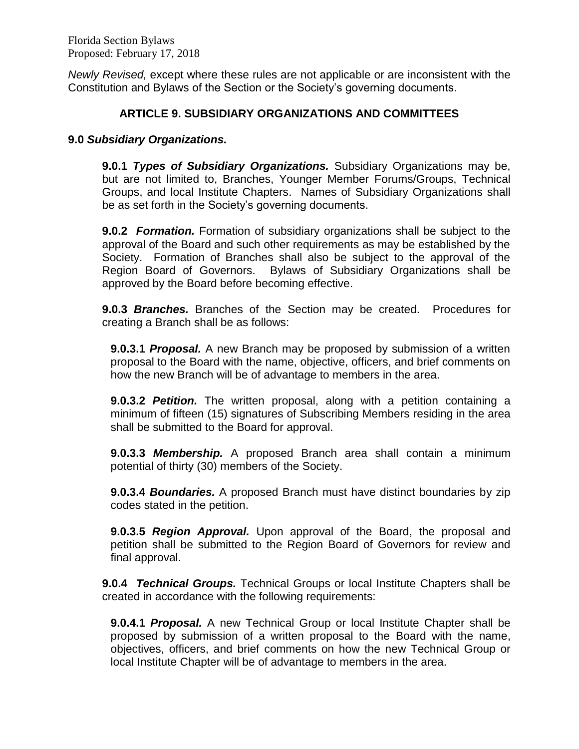*Newly Revised,* except where these rules are not applicable or are inconsistent with the Constitution and Bylaws of the Section or the Society's governing documents.

## ARTICLE 9. SUBSIDIARY ORGANIZATIONS AND COMMITTEES

**9.0 *Subsidiary Organizations.***

**9.0.1 *Types of Subsidiary Organizations.*** Subsidiary Organizations may be, but are not limited to, Branches, Younger Member Forums/Groups, Technical Groups, and local Institute Chapters. Names of Subsidiary Organizations shall be as set forth in the Society's governing documents.

**9.0.2 *Formation.*** Formation of subsidiary organizations shall be subject to the approval of the Board and such other requirements as may be established by the Society. Formation of Branches shall also be subject to the approval of the Region Board of Governors. Bylaws of Subsidiary Organizations shall be approved by the Board before becoming effective.

**9.0.3 *Branches.*** Branches of the Section may be created. Procedures for creating a Branch shall be as follows:

**9.0.3.1 *Proposal.*** A new Branch may be proposed by submission of a written proposal to the Board with the name, objective, officers, and brief comments on how the new Branch will be of advantage to members in the area.

**9.0.3.2 *Petition.*** The written proposal, along with a petition containing a minimum of fifteen (15) signatures of Subscribing Members residing in the area shall be submitted to the Board for approval.

**9.0.3.3 *Membership.*** A proposed Branch area shall contain a minimum potential of thirty (30) members of the Society.

**9.0.3.4 *Boundaries.*** A proposed Branch must have distinct boundaries by zip codes stated in the petition.

**9.0.3.5 *Region Approval.*** Upon approval of the Board, the proposal and petition shall be submitted to the Region Board of Governors for review and final approval.

**9.0.4 *Technical Groups.*** Technical Groups or local Institute Chapters shall be created in accordance with the following requirements:

**9.0.4.1 *Proposal.*** A new Technical Group or local Institute Chapter shall be proposed by submission of a written proposal to the Board with the name, objectives, officers, and brief comments on how the new Technical Group or local Institute Chapter will be of advantage to members in the area.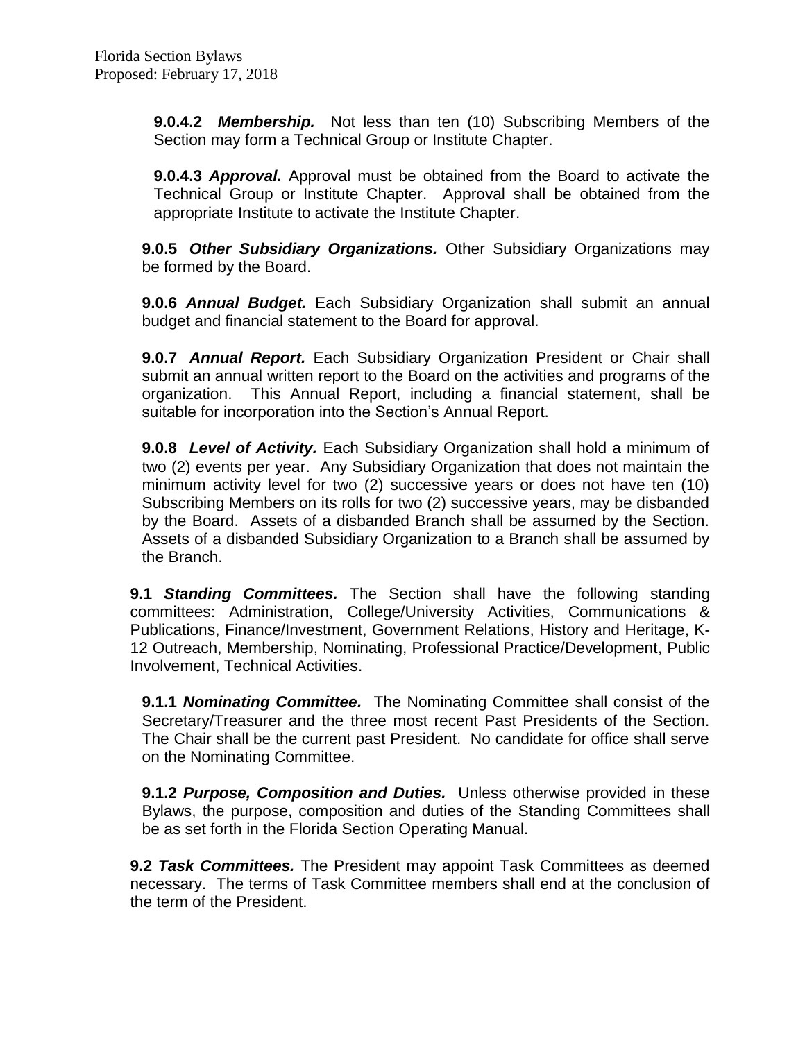**9.0.4.2** ***Membership.*** Not less than ten (10) Subscribing Members of the Section may form a Technical Group or Institute Chapter.

**9.0.4.3** ***Approval.*** Approval must be obtained from the Board to activate the Technical Group or Institute Chapter. Approval shall be obtained from the appropriate Institute to activate the Institute Chapter.

**9.0.5** ***Other Subsidiary Organizations.*** Other Subsidiary Organizations may be formed by the Board.

**9.0.6** ***Annual Budget.*** Each Subsidiary Organization shall submit an annual budget and financial statement to the Board for approval.

**9.0.7** ***Annual Report.*** Each Subsidiary Organization President or Chair shall submit an annual written report to the Board on the activities and programs of the organization. This Annual Report, including a financial statement, shall be suitable for incorporation into the Section's Annual Report.

**9.0.8** ***Level of Activity.*** Each Subsidiary Organization shall hold a minimum of two (2) events per year. Any Subsidiary Organization that does not maintain the minimum activity level for two (2) successive years or does not have ten (10) Subscribing Members on its rolls for two (2) successive years, may be disbanded by the Board. Assets of a disbanded Branch shall be assumed by the Section. Assets of a disbanded Subsidiary Organization to a Branch shall be assumed by the Branch.

**9.1** ***Standing Committees.*** The Section shall have the following standing committees: Administration, College/University Activities, Communications & Publications, Finance/Investment, Government Relations, History and Heritage, K-12 Outreach, Membership, Nominating, Professional Practice/Development, Public Involvement, Technical Activities.

**9.1.1** ***Nominating Committee.*** The Nominating Committee shall consist of the Secretary/Treasurer and the three most recent Past Presidents of the Section. The Chair shall be the current past President. No candidate for office shall serve on the Nominating Committee.

**9.1.2** ***Purpose, Composition and Duties.*** Unless otherwise provided in these Bylaws, the purpose, composition and duties of the Standing Committees shall be as set forth in the Florida Section Operating Manual.

**9.2** ***Task Committees.*** The President may appoint Task Committees as deemed necessary. The terms of Task Committee members shall end at the conclusion of the term of the President.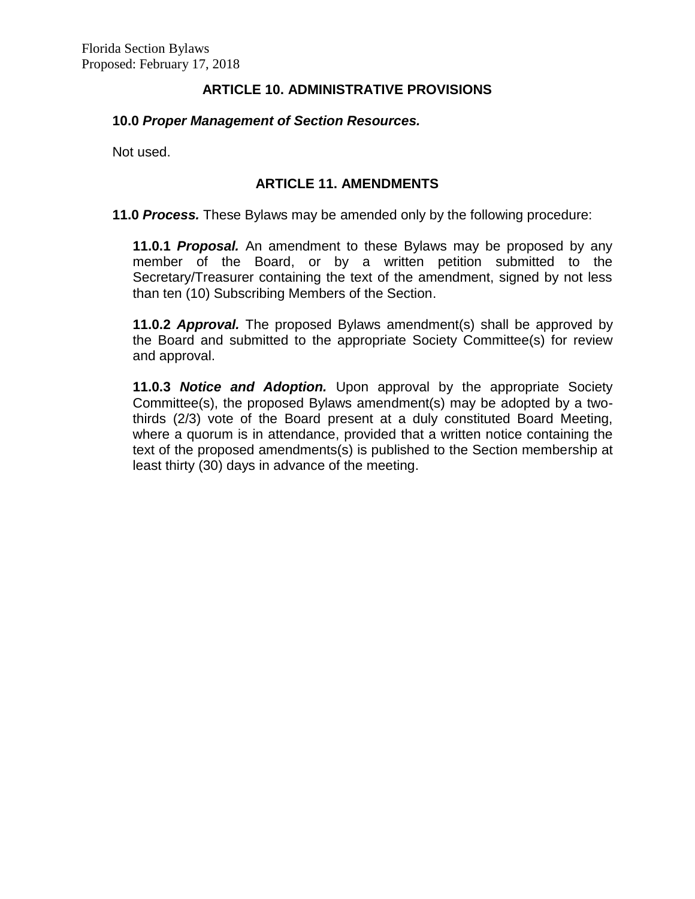## ARTICLE 10. ADMINISTRATIVE PROVISIONS

**10.0 *Proper Management of Section Resources.***

Not used.

## ARTICLE 11. AMENDMENTS

**11.0 *Process.*** These Bylaws may be amended only by the following procedure:

**11.0.1 *Proposal.*** An amendment to these Bylaws may be proposed by any member of the Board, or by a written petition submitted to the Secretary/Treasurer containing the text of the amendment, signed by not less than ten (10) Subscribing Members of the Section.

**11.0.2 *Approval.*** The proposed Bylaws amendment(s) shall be approved by the Board and submitted to the appropriate Society Committee(s) for review and approval.

**11.0.3 *Notice and Adoption.*** Upon approval by the appropriate Society Committee(s), the proposed Bylaws amendment(s) may be adopted by a two-thirds (2/3) vote of the Board present at a duly constituted Board Meeting, where a quorum is in attendance, provided that a written notice containing the text of the proposed amendments(s) is published to the Section membership at least thirty (30) days in advance of the meeting.